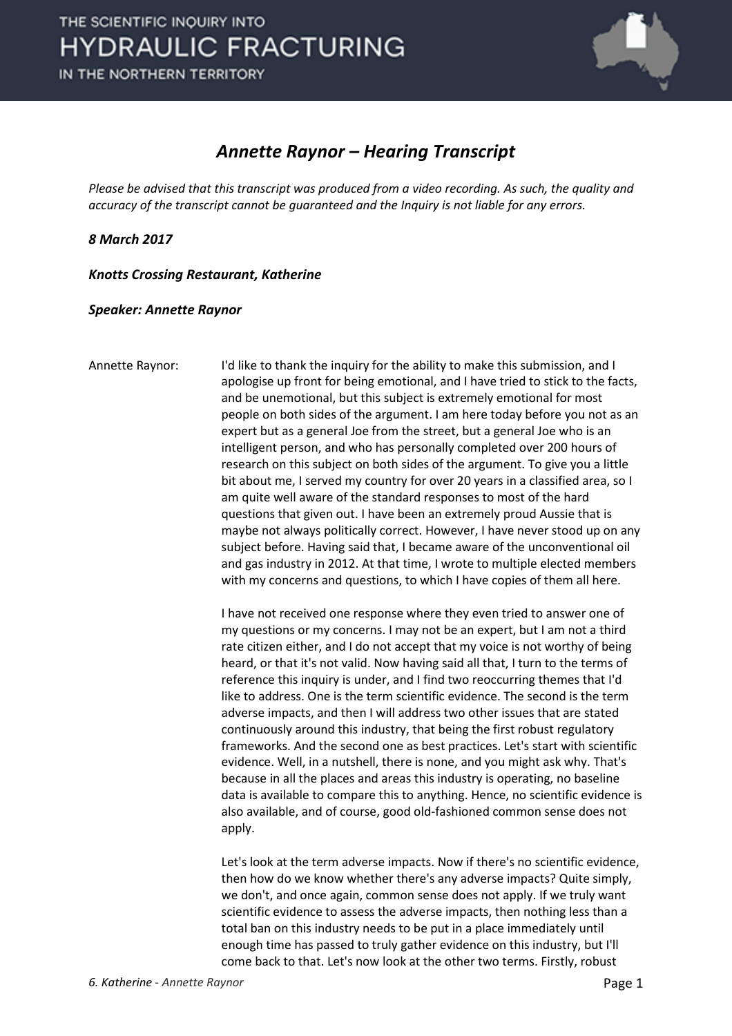THE SCIENTIFIC INQUIRY INTO
# HYDRAULIC FRACTURING
IN THE NORTHERN TERRITORY

## *Annette Raynor – Hearing Transcript*

*Please be advised that this transcript was produced from a video recording. As such, the quality and accuracy of the transcript cannot be guaranteed and the Inquiry is not liable for any errors.*

***8 March 2017***

***Knotts Crossing Restaurant, Katherine***

***Speaker: Annette Raynor***

Annette Raynor: I'd like to thank the inquiry for the ability to make this submission, and I apologise up front for being emotional, and I have tried to stick to the facts, and be unemotional, but this subject is extremely emotional for most people on both sides of the argument. I am here today before you not as an expert but as a general Joe from the street, but a general Joe who is an intelligent person, and who has personally completed over 200 hours of research on this subject on both sides of the argument. To give you a little bit about me, I served my country for over 20 years in a classified area, so I am quite well aware of the standard responses to most of the hard questions that given out. I have been an extremely proud Aussie that is maybe not always politically correct. However, I have never stood up on any subject before. Having said that, I became aware of the unconventional oil and gas industry in 2012. At that time, I wrote to multiple elected members with my concerns and questions, to which I have copies of them all here.

I have not received one response where they even tried to answer one of my questions or my concerns. I may not be an expert, but I am not a third rate citizen either, and I do not accept that my voice is not worthy of being heard, or that it's not valid. Now having said all that, I turn to the terms of reference this inquiry is under, and I find two reoccurring themes that I'd like to address. One is the term scientific evidence. The second is the term adverse impacts, and then I will address two other issues that are stated continuously around this industry, that being the first robust regulatory frameworks. And the second one as best practices. Let's start with scientific evidence. Well, in a nutshell, there is none, and you might ask why. That's because in all the places and areas this industry is operating, no baseline data is available to compare this to anything. Hence, no scientific evidence is also available, and of course, good old-fashioned common sense does not apply.

Let's look at the term adverse impacts. Now if there's no scientific evidence, then how do we know whether there's any adverse impacts? Quite simply, we don't, and once again, common sense does not apply. If we truly want scientific evidence to assess the adverse impacts, then nothing less than a total ban on this industry needs to be put in a place immediately until enough time has passed to truly gather evidence on this industry, but I'll come back to that. Let's now look at the other two terms. Firstly, robust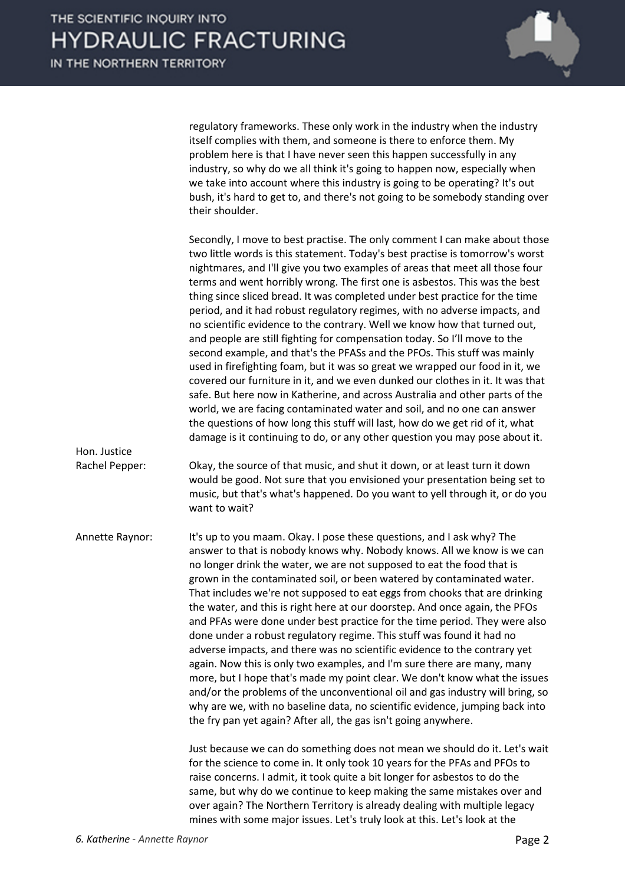regulatory frameworks. These only work in the industry when the industry itself complies with them, and someone is there to enforce them. My problem here is that I have never seen this happen successfully in any industry, so why do we all think it's going to happen now, especially when we take into account where this industry is going to be operating? It's out bush, it's hard to get to, and there's not going to be somebody standing over their shoulder.

Secondly, I move to best practise. The only comment I can make about those two little words is this statement. Today's best practise is tomorrow's worst nightmares, and I'll give you two examples of areas that meet all those four terms and went horribly wrong. The first one is asbestos. This was the best thing since sliced bread. It was completed under best practice for the time period, and it had robust regulatory regimes, with no adverse impacts, and no scientific evidence to the contrary. Well we know how that turned out, and people are still fighting for compensation today. So I'll move to the second example, and that's the PFASs and the PFOs. This stuff was mainly used in firefighting foam, but it was so great we wrapped our food in it, we covered our furniture in it, and we even dunked our clothes in it. It was that safe. But here now in Katherine, and across Australia and other parts of the world, we are facing contaminated water and soil, and no one can answer the questions of how long this stuff will last, how do we get rid of it, what damage is it continuing to do, or any other question you may pose about it.

**Hon. Justice Rachel Pepper:** Okay, the source of that music, and shut it down, or at least turn it down would be good. Not sure that you envisioned your presentation being set to music, but that's what's happened. Do you want to yell through it, or do you want to wait?

**Annette Raynor:** It's up to you maam. Okay. I pose these questions, and I ask why? The answer to that is nobody knows why. Nobody knows. All we know is we can no longer drink the water, we are not supposed to eat the food that is grown in the contaminated soil, or been watered by contaminated water. That includes we're not supposed to eat eggs from chooks that are drinking the water, and this is right here at our doorstep. And once again, the PFOs and PFAs were done under best practice for the time period. They were also done under a robust regulatory regime. This stuff was found it had no adverse impacts, and there was no scientific evidence to the contrary yet again. Now this is only two examples, and I'm sure there are many, many more, but I hope that's made my point clear. We don't know what the issues and/or the problems of the unconventional oil and gas industry will bring, so why are we, with no baseline data, no scientific evidence, jumping back into the fry pan yet again? After all, the gas isn't going anywhere.

Just because we can do something does not mean we should do it. Let's wait for the science to come in. It only took 10 years for the PFAs and PFOs to raise concerns. I admit, it took quite a bit longer for asbestos to do the same, but why do we continue to keep making the same mistakes over and over again? The Northern Territory is already dealing with multiple legacy mines with some major issues. Let's truly look at this. Let's look at the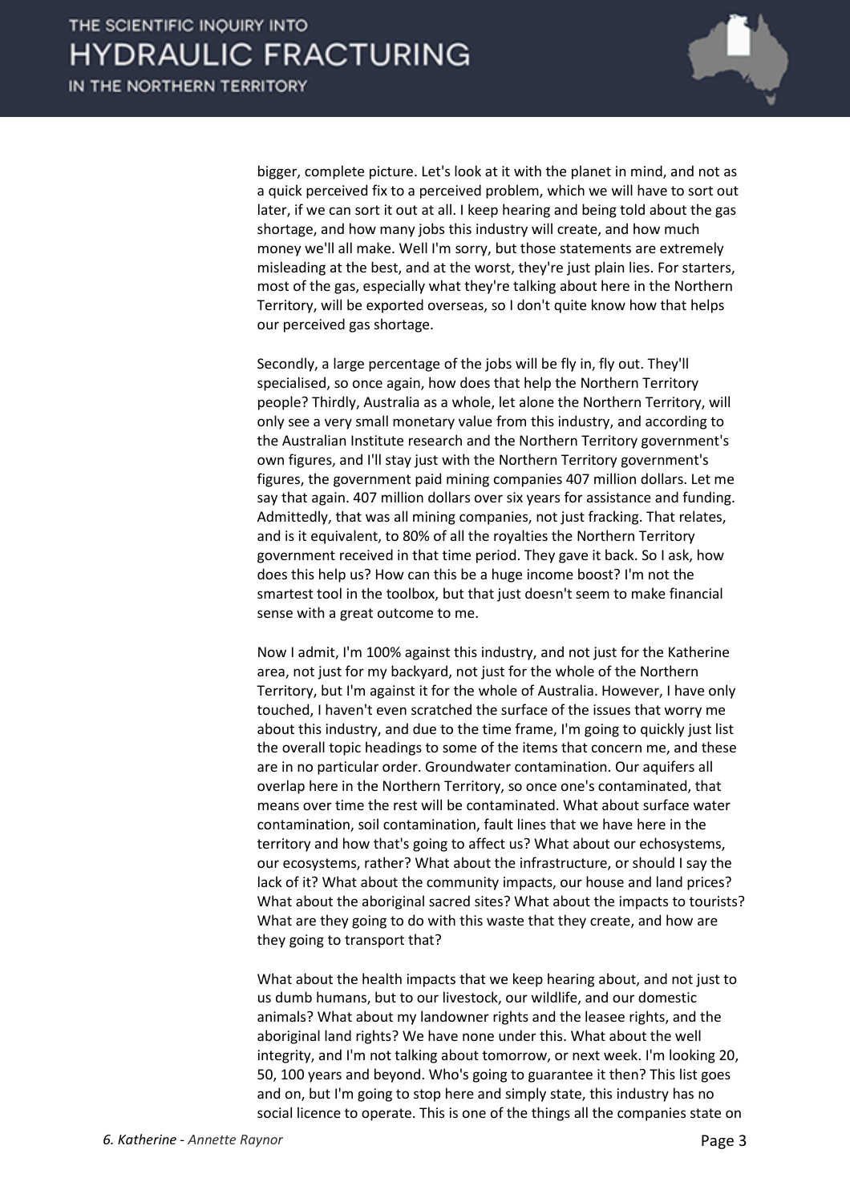bigger, complete picture. Let's look at it with the planet in mind, and not as a quick perceived fix to a perceived problem, which we will have to sort out later, if we can sort it out at all. I keep hearing and being told about the gas shortage, and how many jobs this industry will create, and how much money we'll all make. Well I'm sorry, but those statements are extremely misleading at the best, and at the worst, they're just plain lies. For starters, most of the gas, especially what they're talking about here in the Northern Territory, will be exported overseas, so I don't quite know how that helps our perceived gas shortage.

Secondly, a large percentage of the jobs will be fly in, fly out. They'll specialised, so once again, how does that help the Northern Territory people? Thirdly, Australia as a whole, let alone the Northern Territory, will only see a very small monetary value from this industry, and according to the Australian Institute research and the Northern Territory government's own figures, and I'll stay just with the Northern Territory government's figures, the government paid mining companies 407 million dollars. Let me say that again. 407 million dollars over six years for assistance and funding. Admittedly, that was all mining companies, not just fracking. That relates, and is it equivalent, to 80% of all the royalties the Northern Territory government received in that time period. They gave it back. So I ask, how does this help us? How can this be a huge income boost? I'm not the smartest tool in the toolbox, but that just doesn't seem to make financial sense with a great outcome to me.

Now I admit, I'm 100% against this industry, and not just for the Katherine area, not just for my backyard, not just for the whole of the Northern Territory, but I'm against it for the whole of Australia. However, I have only touched, I haven't even scratched the surface of the issues that worry me about this industry, and due to the time frame, I'm going to quickly just list the overall topic headings to some of the items that concern me, and these are in no particular order. Groundwater contamination. Our aquifers all overlap here in the Northern Territory, so once one's contaminated, that means over time the rest will be contaminated. What about surface water contamination, soil contamination, fault lines that we have here in the territory and how that's going to affect us? What about our echosystems, our ecosystems, rather? What about the infrastructure, or should I say the lack of it? What about the community impacts, our house and land prices? What about the aboriginal sacred sites? What about the impacts to tourists? What are they going to do with this waste that they create, and how are they going to transport that?

What about the health impacts that we keep hearing about, and not just to us dumb humans, but to our livestock, our wildlife, and our domestic animals? What about my landowner rights and the leasee rights, and the aboriginal land rights? We have none under this. What about the well integrity, and I'm not talking about tomorrow, or next week. I'm looking 20, 50, 100 years and beyond. Who's going to guarantee it then? This list goes and on, but I'm going to stop here and simply state, this industry has no social licence to operate. This is one of the things all the companies state on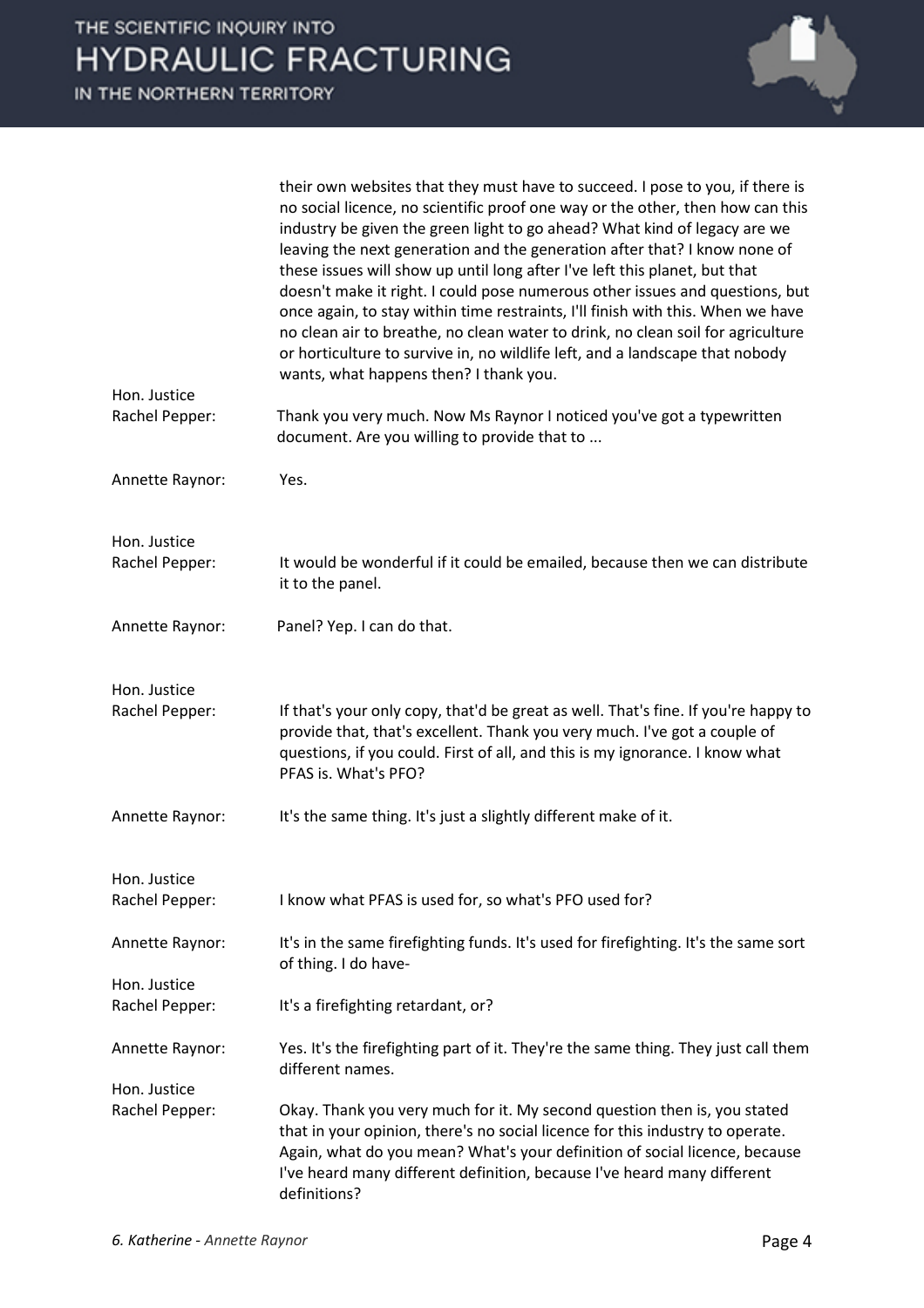their own websites that they must have to succeed. I pose to you, if there is no social licence, no scientific proof one way or the other, then how can this industry be given the green light to go ahead? What kind of legacy are we leaving the next generation and the generation after that? I know none of these issues will show up until long after I've left this planet, but that doesn't make it right. I could pose numerous other issues and questions, but once again, to stay within time restraints, I'll finish with this. When we have no clean air to breathe, no clean water to drink, no clean soil for agriculture or horticulture to survive in, no wildlife left, and a landscape that nobody wants, what happens then? I thank you.

**Hon. Justice Rachel Pepper:** Thank you very much. Now Ms Raynor I noticed you've got a typewritten document. Are you willing to provide that to ...

**Annette Raynor:** Yes.

**Hon. Justice Rachel Pepper:** It would be wonderful if it could be emailed, because then we can distribute it to the panel.

**Annette Raynor:** Panel? Yep. I can do that.

**Hon. Justice Rachel Pepper:** If that's your only copy, that'd be great as well. That's fine. If you're happy to provide that, that's excellent. Thank you very much. I've got a couple of questions, if you could. First of all, and this is my ignorance. I know what PFAS is. What's PFO?

**Annette Raynor:** It's the same thing. It's just a slightly different make of it.

**Hon. Justice Rachel Pepper:** I know what PFAS is used for, so what's PFO used for?

**Annette Raynor:** It's in the same firefighting funds. It's used for firefighting. It's the same sort of thing. I do have-

**Hon. Justice Rachel Pepper:** It's a firefighting retardant, or?

**Annette Raynor:** Yes. It's the firefighting part of it. They're the same thing. They just call them different names.

**Hon. Justice Rachel Pepper:** Okay. Thank you very much for it. My second question then is, you stated that in your opinion, there's no social licence for this industry to operate. Again, what do you mean? What's your definition of social licence, because I've heard many different definition, because I've heard many different definitions?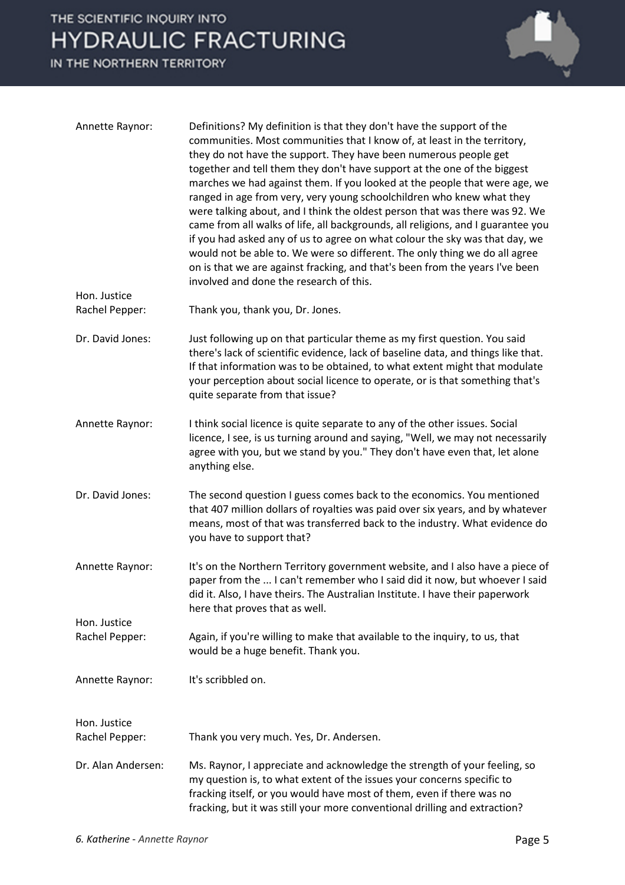**Annette Raynor:** Definitions? My definition is that they don't have the support of the communities. Most communities that I know of, at least in the territory, they do not have the support. They have been numerous people get together and tell them they don't have support at the one of the biggest marches we had against them. If you looked at the people that were age, we ranged in age from very, very young schoolchildren who knew what they were talking about, and I think the oldest person that was there was 92. We came from all walks of life, all backgrounds, all religions, and I guarantee you if you had asked any of us to agree on what colour the sky was that day, we would not be able to. We were so different. The only thing we do all agree on is that we are against fracking, and that's been from the years I've been involved and done the research of this.

**Hon. Justice Rachel Pepper:** Thank you, thank you, Dr. Jones.

**Dr. David Jones:** Just following up on that particular theme as my first question. You said there's lack of scientific evidence, lack of baseline data, and things like that. If that information was to be obtained, to what extent might that modulate your perception about social licence to operate, or is that something that's quite separate from that issue?

**Annette Raynor:** I think social licence is quite separate to any of the other issues. Social licence, I see, is us turning around and saying, "Well, we may not necessarily agree with you, but we stand by you." They don't have even that, let alone anything else.

**Dr. David Jones:** The second question I guess comes back to the economics. You mentioned that 407 million dollars of royalties was paid over six years, and by whatever means, most of that was transferred back to the industry. What evidence do you have to support that?

**Annette Raynor:** It's on the Northern Territory government website, and I also have a piece of paper from the ... I can't remember who I said did it now, but whoever I said did it. Also, I have theirs. The Australian Institute. I have their paperwork here that proves that as well.

**Hon. Justice Rachel Pepper:** Again, if you're willing to make that available to the inquiry, to us, that would be a huge benefit. Thank you.

**Annette Raynor:** It's scribbled on.

**Hon. Justice Rachel Pepper:** Thank you very much. Yes, Dr. Andersen.

**Dr. Alan Andersen:** Ms. Raynor, I appreciate and acknowledge the strength of your feeling, so my question is, to what extent of the issues your concerns specific to fracking itself, or you would have most of them, even if there was no fracking, but it was still your more conventional drilling and extraction?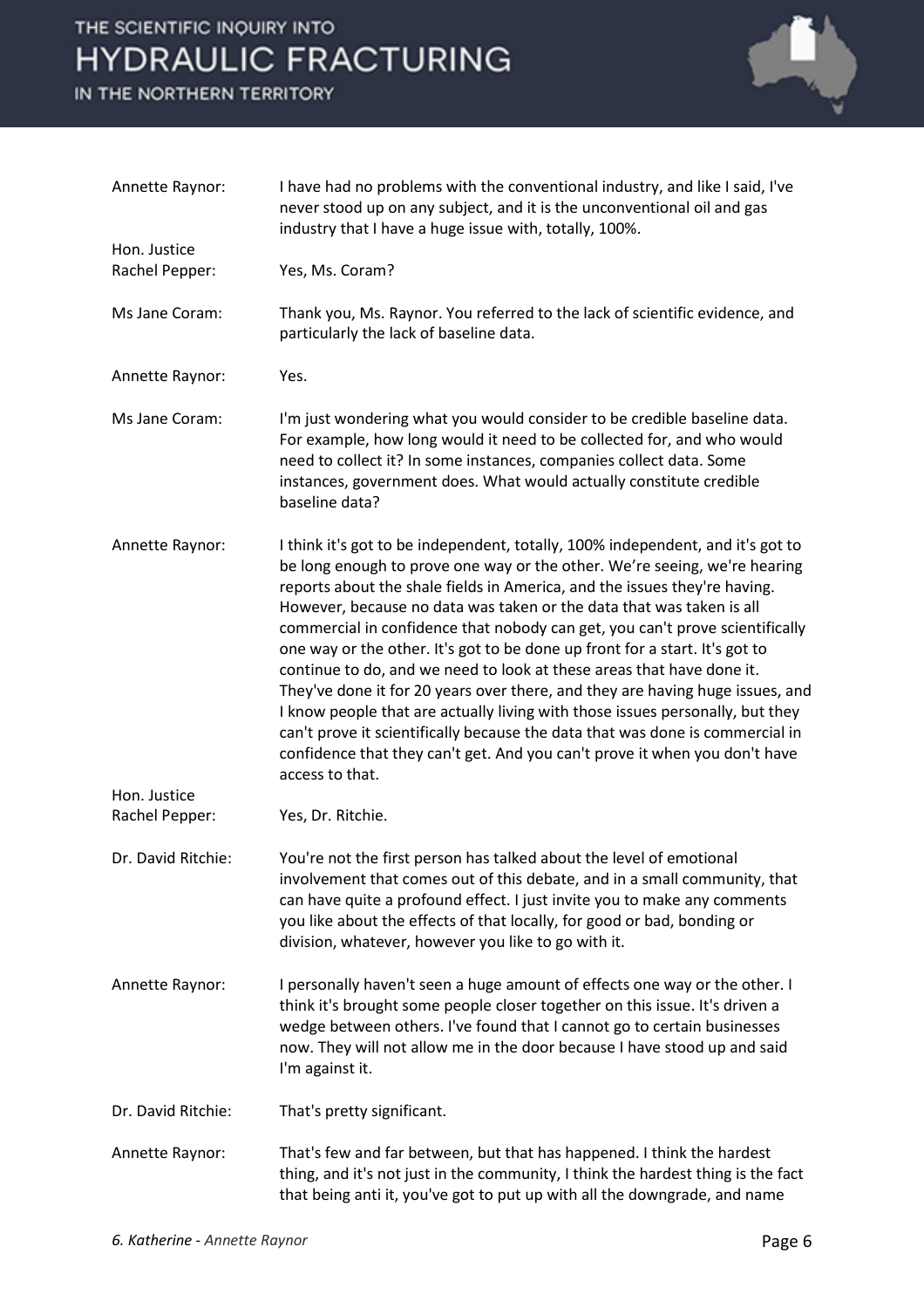**Annette Raynor:** I have had no problems with the conventional industry, and like I said, I've never stood up on any subject, and it is the unconventional oil and gas industry that I have a huge issue with, totally, 100%.

**Hon. Justice Rachel Pepper:** Yes, Ms. Coram?

**Ms Jane Coram:** Thank you, Ms. Raynor. You referred to the lack of scientific evidence, and particularly the lack of baseline data.

**Annette Raynor:** Yes.

**Ms Jane Coram:** I'm just wondering what you would consider to be credible baseline data. For example, how long would it need to be collected for, and who would need to collect it? In some instances, companies collect data. Some instances, government does. What would actually constitute credible baseline data?

**Annette Raynor:** I think it's got to be independent, totally, 100% independent, and it's got to be long enough to prove one way or the other. We're seeing, we're hearing reports about the shale fields in America, and the issues they're having. However, because no data was taken or the data that was taken is all commercial in confidence that nobody can get, you can't prove scientifically one way or the other. It's got to be done up front for a start. It's got to continue to do, and we need to look at these areas that have done it. They've done it for 20 years over there, and they are having huge issues, and I know people that are actually living with those issues personally, but they can't prove it scientifically because the data that was done is commercial in confidence that they can't get. And you can't prove it when you don't have access to that.

**Hon. Justice Rachel Pepper:** Yes, Dr. Ritchie.

**Dr. David Ritchie:** You're not the first person has talked about the level of emotional involvement that comes out of this debate, and in a small community, that can have quite a profound effect. I just invite you to make any comments you like about the effects of that locally, for good or bad, bonding or division, whatever, however you like to go with it.

**Annette Raynor:** I personally haven't seen a huge amount of effects one way or the other. I think it's brought some people closer together on this issue. It's driven a wedge between others. I've found that I cannot go to certain businesses now. They will not allow me in the door because I have stood up and said I'm against it.

**Dr. David Ritchie:** That's pretty significant.

**Annette Raynor:** That's few and far between, but that has happened. I think the hardest thing, and it's not just in the community, I think the hardest thing is the fact that being anti it, you've got to put up with all the downgrade, and name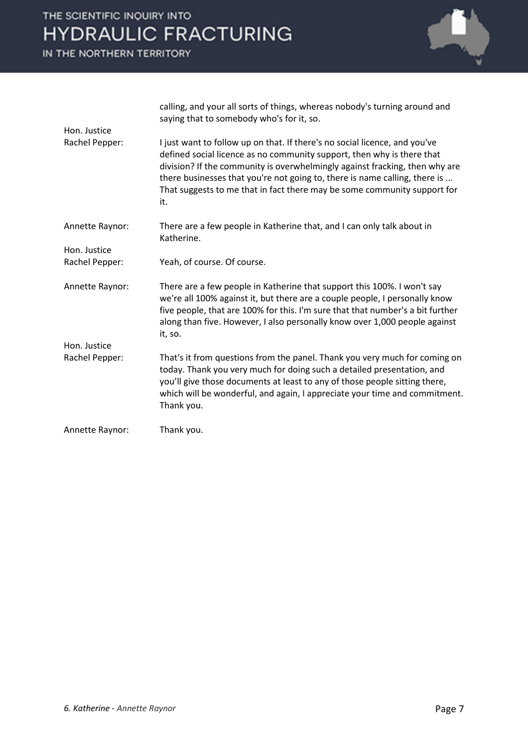calling, and your all sorts of things, whereas nobody's turning around and saying that to somebody who's for it, so.

**Hon. Justice Rachel Pepper:** I just want to follow up on that. If there's no social licence, and you've defined social licence as no community support, then why is there that division? If the community is overwhelmingly against fracking, then why are there businesses that you're not going to, there is name calling, there is ... That suggests to me that in fact there may be some community support for it.

**Annette Raynor:** There are a few people in Katherine that, and I can only talk about in Katherine.

**Hon. Justice Rachel Pepper:** Yeah, of course. Of course.

**Annette Raynor:** There are a few people in Katherine that support this 100%. I won't say we're all 100% against it, but there are a couple people, I personally know five people, that are 100% for this. I'm sure that that number's a bit further along than five. However, I also personally know over 1,000 people against it, so.

**Hon. Justice Rachel Pepper:** That's it from questions from the panel. Thank you very much for coming on today. Thank you very much for doing such a detailed presentation, and you'll give those documents at least to any of those people sitting there, which will be wonderful, and again, I appreciate your time and commitment. Thank you.

**Annette Raynor:** Thank you.